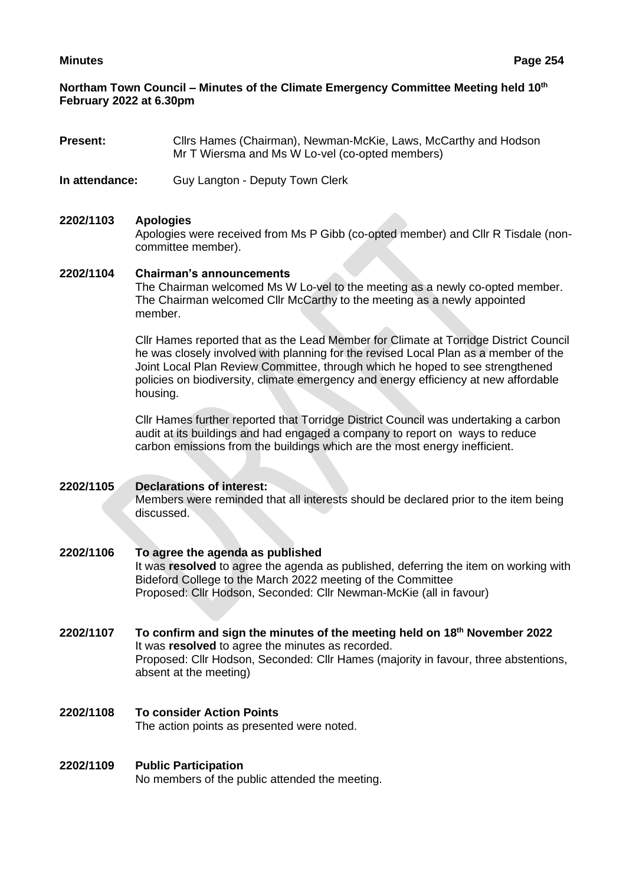**Northam Town Council – Minutes of the Climate Emergency Committee Meeting held 10th February 2022 at 6.30pm**

**Present:** Cllrs Hames (Chairman), Newman-McKie, Laws, McCarthy and Hodson
Mr T Wiersma and Ms W Lo-vel (co-opted members)

**In attendance:** Guy Langton - Deputy Town Clerk

**2202/1103 Apologies**

Apologies were received from Ms P Gibb (co-opted member) and Cllr R Tisdale (non-committee member).

**2202/1104 Chairman's announcements**

The Chairman welcomed Ms W Lo-vel to the meeting as a newly co-opted member. The Chairman welcomed Cllr McCarthy to the meeting as a newly appointed member.

Cllr Hames reported that as the Lead Member for Climate at Torridge District Council he was closely involved with planning for the revised Local Plan as a member of the Joint Local Plan Review Committee, through which he hoped to see strengthened policies on biodiversity, climate emergency and energy efficiency at new affordable housing.

Cllr Hames further reported that Torridge District Council was undertaking a carbon audit at its buildings and had engaged a company to report on ways to reduce carbon emissions from the buildings which are the most energy inefficient.

**2202/1105 Declarations of interest:**

Members were reminded that all interests should be declared prior to the item being discussed.

**2202/1106 To agree the agenda as published**

It was **resolved** to agree the agenda as published, deferring the item on working with Bideford College to the March 2022 meeting of the Committee
Proposed: Cllr Hodson, Seconded: Cllr Newman-McKie (all in favour)

**2202/1107 To confirm and sign the minutes of the meeting held on 18th November 2022**

It was **resolved** to agree the minutes as recorded.
Proposed: Cllr Hodson, Seconded: Cllr Hames (majority in favour, three abstentions, absent at the meeting)

**2202/1108 To consider Action Points**

The action points as presented were noted.

**2202/1109 Public Participation**

No members of the public attended the meeting.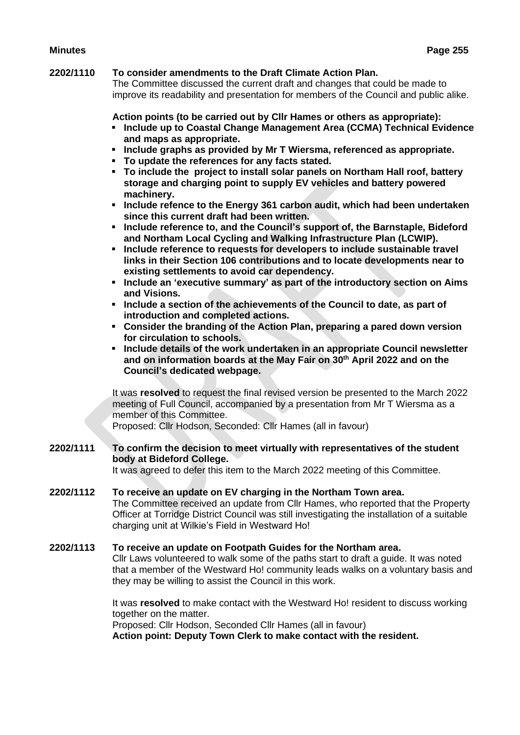**2202/1110 To consider amendments to the Draft Climate Action Plan.**

The Committee discussed the current draft and changes that could be made to improve its readability and presentation for members of the Council and public alike.

**Action points (to be carried out by Cllr Hames or others as appropriate):**

- **Include up to Coastal Change Management Area (CCMA) Technical Evidence and maps as appropriate.**
- **Include graphs as provided by Mr T Wiersma, referenced as appropriate.**
- **To update the references for any facts stated.**
- **To include the project to install solar panels on Northam Hall roof, battery storage and charging point to supply EV vehicles and battery powered machinery.**
- **Include refence to the Energy 361 carbon audit, which had been undertaken since this current draft had been written.**
- **Include reference to, and the Council's support of, the Barnstaple, Bideford and Northam Local Cycling and Walking Infrastructure Plan (LCWIP).**
- **Include reference to requests for developers to include sustainable travel links in their Section 106 contributions and to locate developments near to existing settlements to avoid car dependency.**
- **Include an 'executive summary' as part of the introductory section on Aims and Visions.**
- **Include a section of the achievements of the Council to date, as part of introduction and completed actions.**
- **Consider the branding of the Action Plan, preparing a pared down version for circulation to schools.**
- **Include details of the work undertaken in an appropriate Council newsletter and on information boards at the May Fair on 30th April 2022 and on the Council's dedicated webpage.**

It was **resolved** to request the final revised version be presented to the March 2022 meeting of Full Council, accompanied by a presentation from Mr T Wiersma as a member of this Committee.
Proposed: Cllr Hodson, Seconded: Cllr Hames (all in favour)

**2202/1111 To confirm the decision to meet virtually with representatives of the student body at Bideford College.**

It was agreed to defer this item to the March 2022 meeting of this Committee.

**2202/1112 To receive an update on EV charging in the Northam Town area.**

The Committee received an update from Cllr Hames, who reported that the Property Officer at Torridge District Council was still investigating the installation of a suitable charging unit at Wilkie's Field in Westward Ho!

**2202/1113 To receive an update on Footpath Guides for the Northam area.**

Cllr Laws volunteered to walk some of the paths start to draft a guide. It was noted that a member of the Westward Ho! community leads walks on a voluntary basis and they may be willing to assist the Council in this work.

It was **resolved** to make contact with the Westward Ho! resident to discuss working together on the matter.
Proposed: Cllr Hodson, Seconded Cllr Hames (all in favour)
**Action point: Deputy Town Clerk to make contact with the resident.**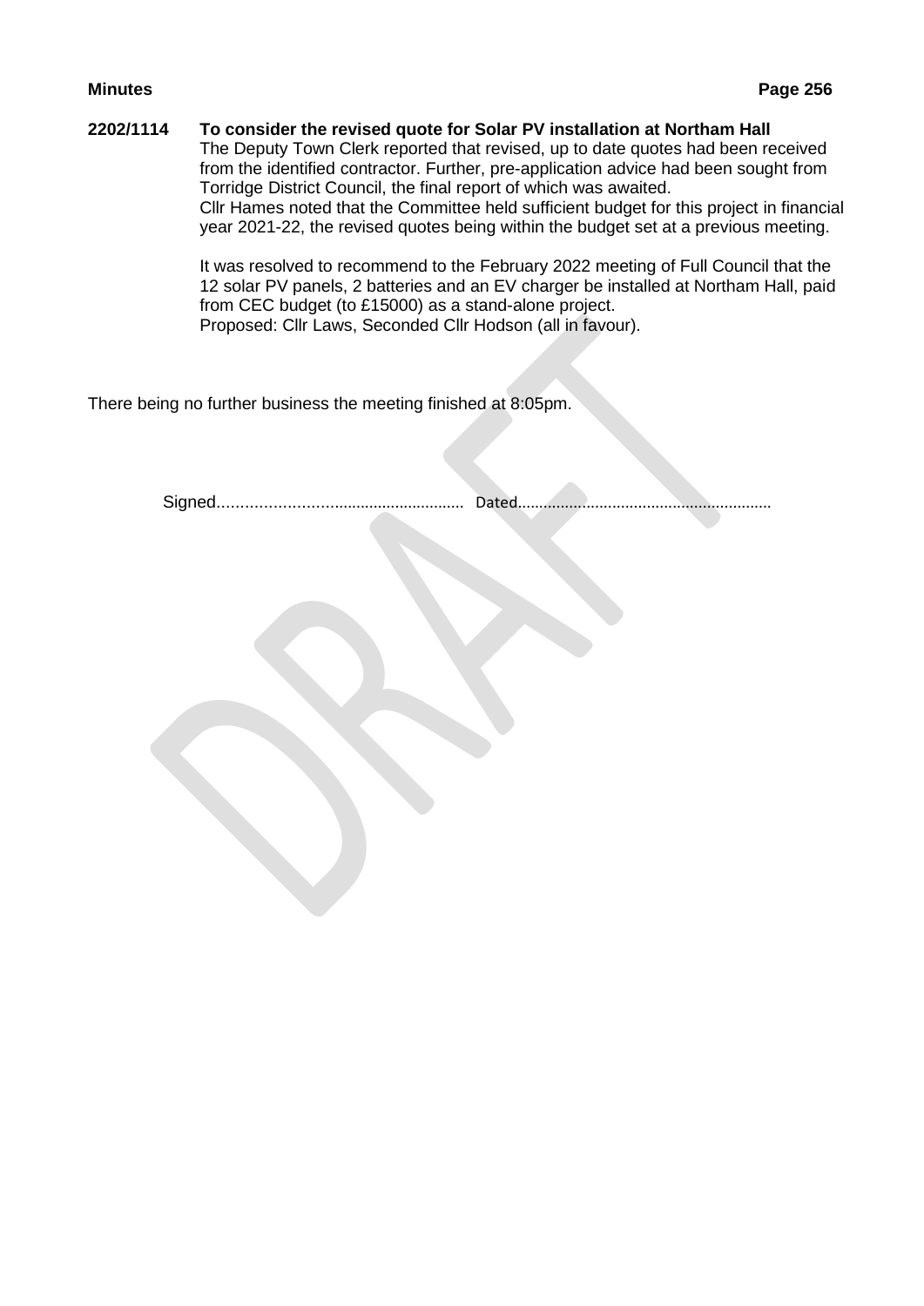**2202/1114 To consider the revised quote for Solar PV installation at Northam Hall**

The Deputy Town Clerk reported that revised, up to date quotes had been received from the identified contractor. Further, pre-application advice had been sought from Torridge District Council, the final report of which was awaited.
Cllr Hames noted that the Committee held sufficient budget for this project in financial year 2021-22, the revised quotes being within the budget set at a previous meeting.

It was resolved to recommend to the February 2022 meeting of Full Council that the 12 solar PV panels, 2 batteries and an EV charger be installed at Northam Hall, paid from CEC budget (to £15000) as a stand-alone project.
Proposed: Cllr Laws, Seconded Cllr Hodson (all in favour).

There being no further business the meeting finished at 8:05pm.

Signed…………………............................... Dated..........................................................